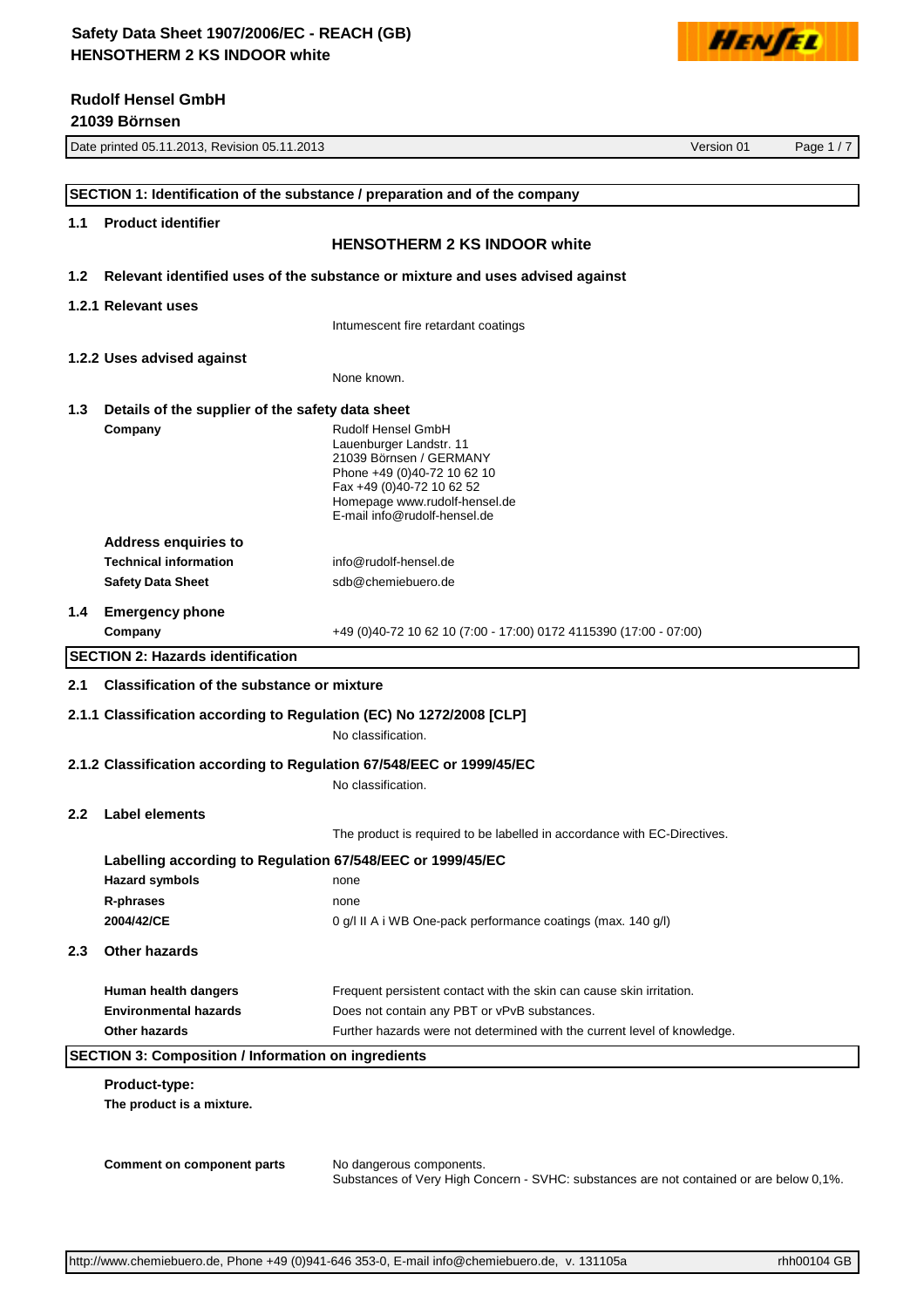## SECTION 1: Identification of the substance / preparation and of the company

### 1.1 Product identifier

**HENSOTHERM 2 KS INDOOR white**

### 1.2 Relevant identified uses of the substance or mixture and uses advised against

#### 1.2.1 Relevant uses

Intumescent fire retardant coatings

#### 1.2.2 Uses advised against

None known.

### 1.3 Details of the supplier of the safety data sheet

**Company**

Rudolf Hensel GmbH
Lauenburger Landstr. 11
21039 Börnsen / GERMANY
Phone +49 (0)40-72 10 62 10
Fax +49 (0)40-72 10 62 52
Homepage www.rudolf-hensel.de
E-mail info@rudolf-hensel.de

**Address enquiries to**

| | |
|---|---|
| **Technical information** | info@rudolf-hensel.de |
| **Safety Data Sheet** | sdb@chemiebuero.de |

### 1.4 Emergency phone

| | |
|---|---|
| **Company** | +49 (0)40-72 10 62 10 (7:00 - 17:00) 0172 4115390 (17:00 - 07:00) |

## SECTION 2: Hazards identification

### 2.1 Classification of the substance or mixture

#### 2.1.1 Classification according to Regulation (EC) No 1272/2008 [CLP]

No classification.

#### 2.1.2 Classification according to Regulation 67/548/EEC or 1999/45/EC

No classification.

### 2.2 Label elements

The product is required to be labelled in accordance with EC-Directives.

**Labelling according to Regulation 67/548/EEC or 1999/45/EC**

| | |
|---|---|
| **Hazard symbols** | none |
| **R-phrases** | none |
| **2004/42/CE** | 0 g/l II A i WB One-pack performance coatings (max. 140 g/l) |

### 2.3 Other hazards

| | |
|---|---|
| **Human health dangers** | Frequent persistent contact with the skin can cause skin irritation. |
| **Environmental hazards** | Does not contain any PBT or vPvB substances. |
| **Other hazards** | Further hazards were not determined with the current level of knowledge. |

## SECTION 3: Composition / Information on ingredients

**Product-type:**

**The product is a mixture.**

**Comment on component parts**

No dangerous components.
Substances of Very High Concern - SVHC: substances are not contained or are below 0,1%.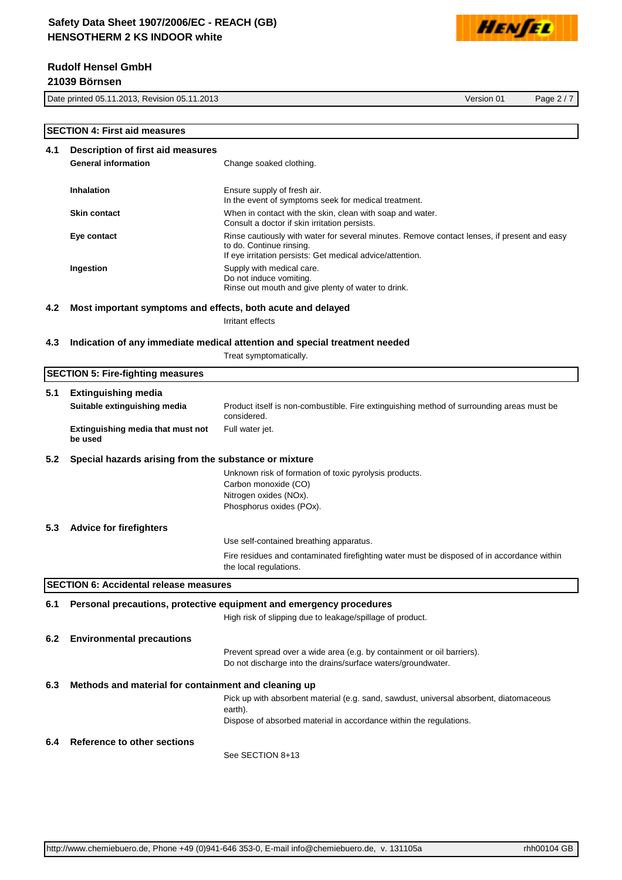## SECTION 4: First aid measures

### 4.1 Description of first aid measures

**General information**
Change soaked clothing.

**Inhalation**
Ensure supply of fresh air.
In the event of symptoms seek for medical treatment.

**Skin contact**
When in contact with the skin, clean with soap and water.
Consult a doctor if skin irritation persists.

**Eye contact**
Rinse cautiously with water for several minutes. Remove contact lenses, if present and easy to do. Continue rinsing.
If eye irritation persists: Get medical advice/attention.

**Ingestion**
Supply with medical care.
Do not induce vomiting.
Rinse out mouth and give plenty of water to drink.

### 4.2 Most important symptoms and effects, both acute and delayed

Irritant effects

### 4.3 Indication of any immediate medical attention and special treatment needed

Treat symptomatically.

## SECTION 5: Fire-fighting measures

### 5.1 Extinguishing media

**Suitable extinguishing media**
Product itself is non-combustible. Fire extinguishing method of surrounding areas must be considered.

**Extinguishing media that must not be used**
Full water jet.

### 5.2 Special hazards arising from the substance or mixture

Unknown risk of formation of toxic pyrolysis products.
Carbon monoxide (CO)
Nitrogen oxides (NOx).
Phosphorus oxides (POx).

### 5.3 Advice for firefighters

Use self-contained breathing apparatus.

Fire residues and contaminated firefighting water must be disposed of in accordance within the local regulations.

## SECTION 6: Accidental release measures

### 6.1 Personal precautions, protective equipment and emergency procedures

High risk of slipping due to leakage/spillage of product.

### 6.2 Environmental precautions

Prevent spread over a wide area (e.g. by containment or oil barriers).
Do not discharge into the drains/surface waters/groundwater.

### 6.3 Methods and material for containment and cleaning up

Pick up with absorbent material (e.g. sand, sawdust, universal absorbent, diatomaceous earth).
Dispose of absorbed material in accordance within the regulations.

### 6.4 Reference to other sections

See SECTION 8+13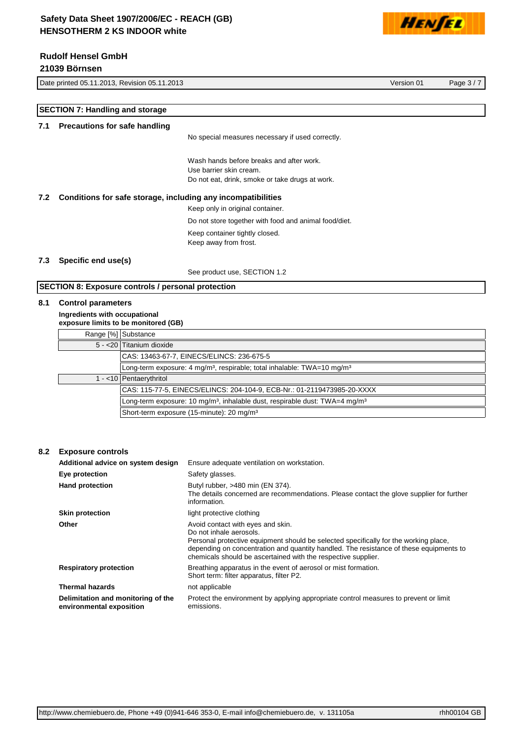## SECTION 7: Handling and storage

### 7.1 Precautions for safe handling

No special measures necessary if used correctly.

Wash hands before breaks and after work.
Use barrier skin cream.
Do not eat, drink, smoke or take drugs at work.

### 7.2 Conditions for safe storage, including any incompatibilities

Keep only in original container.

Do not store together with food and animal food/diet.

Keep container tightly closed.
Keep away from frost.

### 7.3 Specific end use(s)

See product use, SECTION 1.2

## SECTION 8: Exposure controls / personal protection

### 8.1 Control parameters

**Ingredients with occupational exposure limits to be monitored (GB)**

| Range [%] | Substance |
|---|---|
| 5 - <20 | Titanium dioxide |
| | CAS: 13463-67-7, EINECS/ELINCS: 236-675-5 |
| | Long-term exposure: 4 mg/m³, respirable; total inhalable: TWA=10 mg/m³ |
| 1 - <10 | Pentaerythritol |
| | CAS: 115-77-5, EINECS/ELINCS: 204-104-9, ECB-Nr.: 01-2119473985-20-XXXX |
| | Long-term exposure: 10 mg/m³, inhalable dust, respirable dust: TWA=4 mg/m³ |
| | Short-term exposure (15-minute): 20 mg/m³ |

### 8.2 Exposure controls

**Additional advice on system design:** Ensure adequate ventilation on workstation.

**Eye protection:** Safety glasses.

**Hand protection:** Butyl rubber, >480 min (EN 374).
The details concerned are recommendations. Please contact the glove supplier for further information.

**Skin protection:** light protective clothing

**Other:** Avoid contact with eyes and skin.
Do not inhale aerosols.
Personal protective equipment should be selected specifically for the working place, depending on concentration and quantity handled. The resistance of these equipments to chemicals should be ascertained with the respective supplier.

**Respiratory protection:** Breathing apparatus in the event of aerosol or mist formation.
Short term: filter apparatus, filter P2.

**Thermal hazards:** not applicable

**Delimitation and monitoring of the environmental exposition:** Protect the environment by applying appropriate control measures to prevent or limit emissions.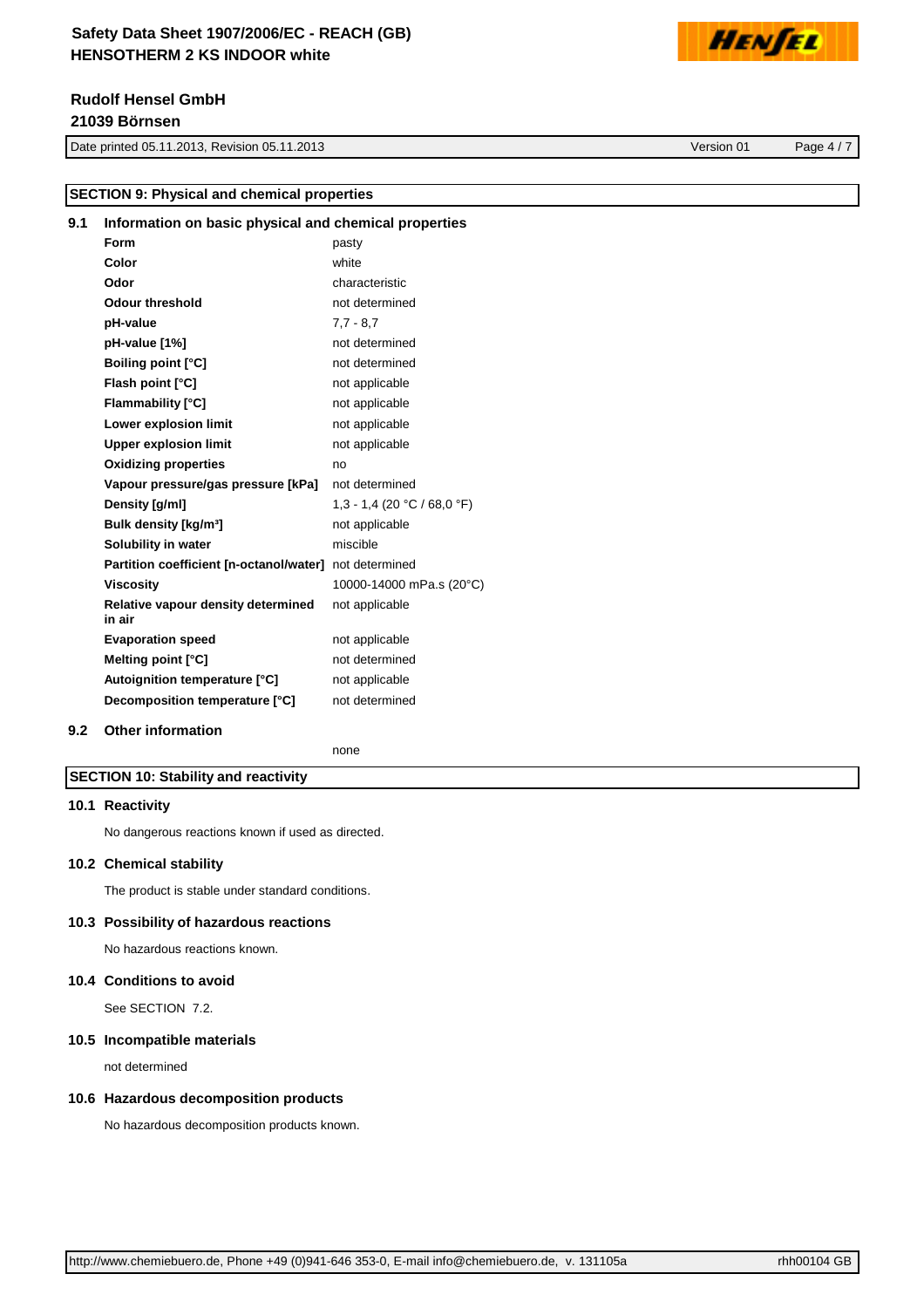## SECTION 9: Physical and chemical properties

### 9.1 Information on basic physical and chemical properties

| | |
|---|---|
| **Form** | pasty |
| **Color** | white |
| **Odor** | characteristic |
| **Odour threshold** | not determined |
| **pH-value** | 7,7 - 8,7 |
| **pH-value [1%]** | not determined |
| **Boiling point [°C]** | not determined |
| **Flash point [°C]** | not applicable |
| **Flammability [°C]** | not applicable |
| **Lower explosion limit** | not applicable |
| **Upper explosion limit** | not applicable |
| **Oxidizing properties** | no |
| **Vapour pressure/gas pressure [kPa]** | not determined |
| **Density [g/ml]** | 1,3 - 1,4 (20 °C / 68,0 °F) |
| **Bulk density [kg/m³]** | not applicable |
| **Solubility in water** | miscible |
| **Partition coefficient [n-octanol/water]** | not determined |
| **Viscosity** | 10000-14000 mPa.s (20°C) |
| **Relative vapour density determined in air** | not applicable |
| **Evaporation speed** | not applicable |
| **Melting point [°C]** | not determined |
| **Autoignition temperature [°C]** | not applicable |
| **Decomposition temperature [°C]** | not determined |

### 9.2 Other information

none

## SECTION 10: Stability and reactivity

### 10.1 Reactivity

No dangerous reactions known if used as directed.

### 10.2 Chemical stability

The product is stable under standard conditions.

### 10.3 Possibility of hazardous reactions

No hazardous reactions known.

### 10.4 Conditions to avoid

See SECTION 7.2.

### 10.5 Incompatible materials

not determined

### 10.6 Hazardous decomposition products

No hazardous decomposition products known.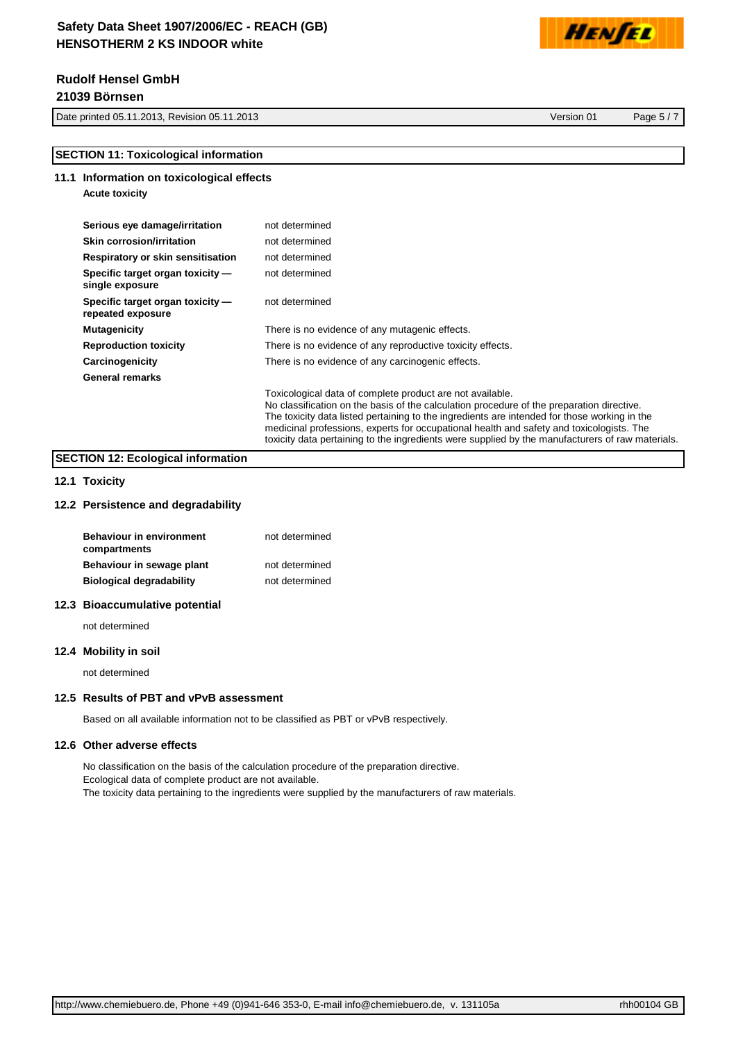## SECTION 11: Toxicological information

### 11.1 Information on toxicological effects

**Acute toxicity**

| | |
|---|---|
| **Serious eye damage/irritation** | not determined |
| **Skin corrosion/irritation** | not determined |
| **Respiratory or skin sensitisation** | not determined |
| **Specific target organ toxicity — single exposure** | not determined |
| **Specific target organ toxicity — repeated exposure** | not determined |
| **Mutagenicity** | There is no evidence of any mutagenic effects. |
| **Reproduction toxicity** | There is no evidence of any reproductive toxicity effects. |
| **Carcinogenicity** | There is no evidence of any carcinogenic effects. |

**General remarks**

Toxicological data of complete product are not available.
No classification on the basis of the calculation procedure of the preparation directive.
The toxicity data listed pertaining to the ingredients are intended for those working in the medicinal professions, experts for occupational health and safety and toxicologists. The toxicity data pertaining to the ingredients were supplied by the manufacturers of raw materials.

## SECTION 12: Ecological information

### 12.1 Toxicity

### 12.2 Persistence and degradability

| | |
|---|---|
| **Behaviour in environment compartments** | not determined |
| **Behaviour in sewage plant** | not determined |
| **Biological degradability** | not determined |

### 12.3 Bioaccumulative potential

not determined

### 12.4 Mobility in soil

not determined

### 12.5 Results of PBT and vPvB assessment

Based on all available information not to be classified as PBT or vPvB respectively.

### 12.6 Other adverse effects

No classification on the basis of the calculation procedure of the preparation directive.
Ecological data of complete product are not available.
The toxicity data pertaining to the ingredients were supplied by the manufacturers of raw materials.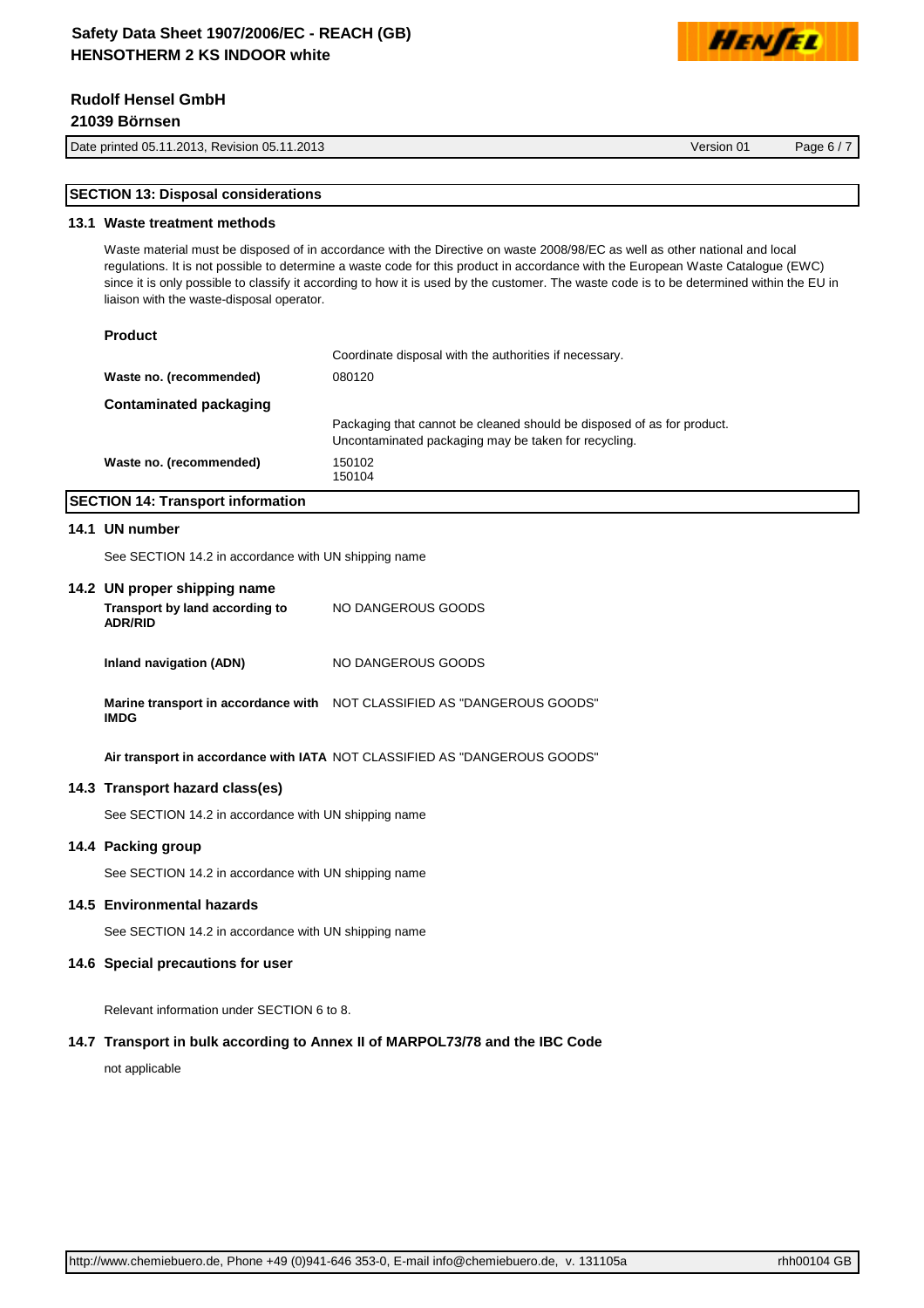## SECTION 13: Disposal considerations

### 13.1 Waste treatment methods

Waste material must be disposed of in accordance with the Directive on waste 2008/98/EC as well as other national and local regulations. It is not possible to determine a waste code for this product in accordance with the European Waste Catalogue (EWC) since it is only possible to classify it according to how it is used by the customer. The waste code is to be determined within the EU in liaison with the waste-disposal operator.

**Product**

| | |
|---|---|
| | Coordinate disposal with the authorities if necessary. |
| **Waste no. (recommended)** | 080120 |

**Contaminated packaging**

| | |
|---|---|
| | Packaging that cannot be cleaned should be disposed of as for product. Uncontaminated packaging may be taken for recycling. |
| **Waste no. (recommended)** | 150102<br>150104 |

## SECTION 14: Transport information

### 14.1 UN number

See SECTION 14.2 in accordance with UN shipping name

### 14.2 UN proper shipping name

| | |
|---|---|
| **Transport by land according to ADR/RID** | NO DANGEROUS GOODS |
| **Inland navigation (ADN)** | NO DANGEROUS GOODS |
| **Marine transport in accordance with IMDG** | NOT CLASSIFIED AS "DANGEROUS GOODS" |
| **Air transport in accordance with IATA** | NOT CLASSIFIED AS "DANGEROUS GOODS" |

### 14.3 Transport hazard class(es)

See SECTION 14.2 in accordance with UN shipping name

### 14.4 Packing group

See SECTION 14.2 in accordance with UN shipping name

### 14.5 Environmental hazards

See SECTION 14.2 in accordance with UN shipping name

### 14.6 Special precautions for user

Relevant information under SECTION 6 to 8.

### 14.7 Transport in bulk according to Annex II of MARPOL73/78 and the IBC Code

not applicable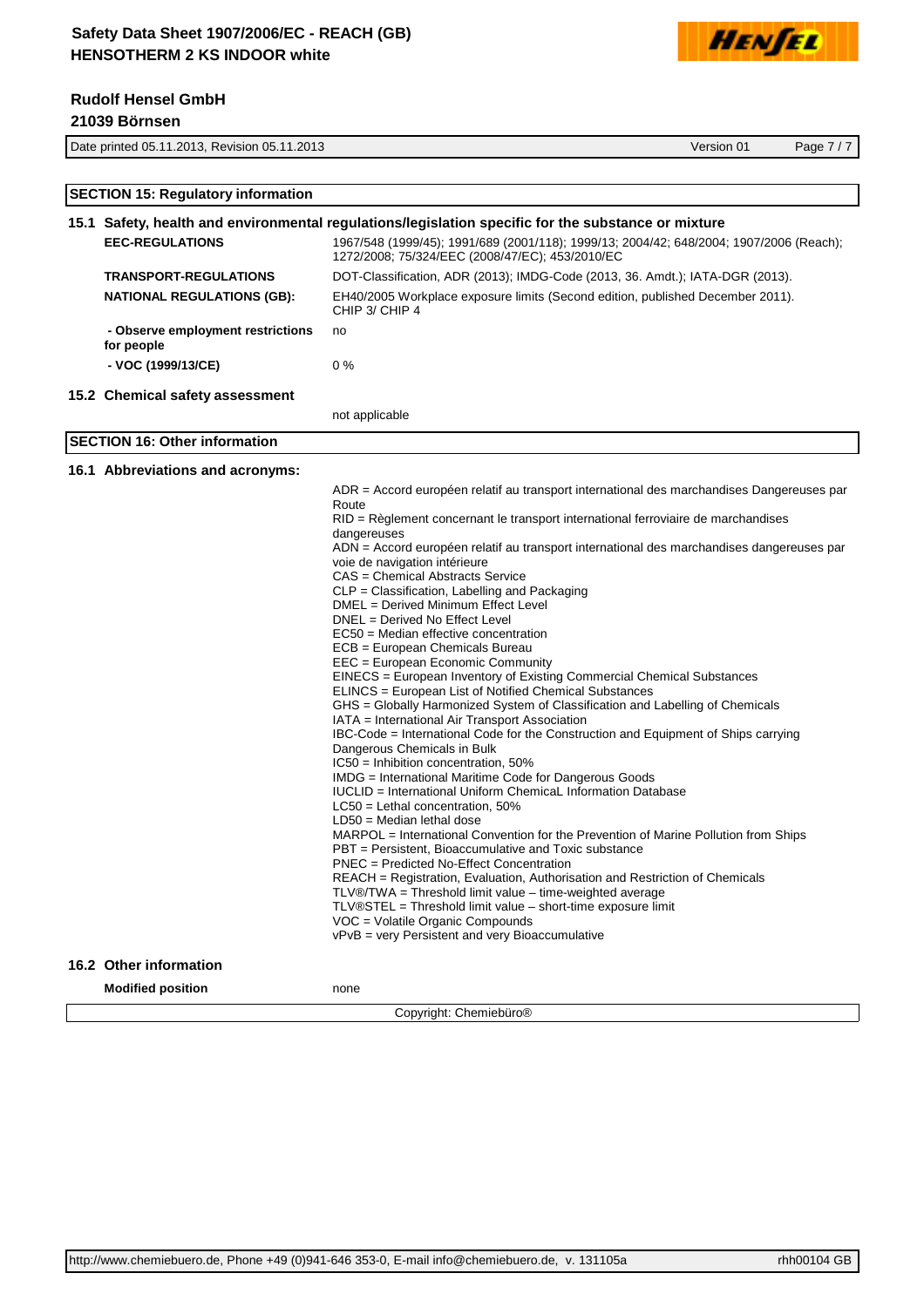## SECTION 15: Regulatory information

### 15.1 Safety, health and environmental regulations/legislation specific for the substance or mixture

| | |
|---|---|
| **EEC-REGULATIONS** | 1967/548 (1999/45); 1991/689 (2001/118); 1999/13; 2004/42; 648/2004; 1907/2006 (Reach); 1272/2008; 75/324/EEC (2008/47/EC); 453/2010/EC |
| **TRANSPORT-REGULATIONS** | DOT-Classification, ADR (2013); IMDG-Code (2013, 36. Amdt.); IATA-DGR (2013). |
| **NATIONAL REGULATIONS (GB):** | EH40/2005 Workplace exposure limits (Second edition, published December 2011). CHIP 3/ CHIP 4 |
| **- Observe employment restrictions for people** | no |
| **- VOC (1999/13/CE)** | 0 % |

### 15.2 Chemical safety assessment

not applicable

## SECTION 16: Other information

### 16.1 Abbreviations and acronyms:

ADR = Accord européen relatif au transport international des marchandises Dangereuses par Route
RID = Règlement concernant le transport international ferroviaire de marchandises dangereuses
ADN = Accord européen relatif au transport international des marchandises dangereuses par voie de navigation intérieure
CAS = Chemical Abstracts Service
CLP = Classification, Labelling and Packaging
DMEL = Derived Minimum Effect Level
DNEL = Derived No Effect Level
EC50 = Median effective concentration
ECB = European Chemicals Bureau
EEC = European Economic Community
EINECS = European Inventory of Existing Commercial Chemical Substances
ELINCS = European List of Notified Chemical Substances
GHS = Globally Harmonized System of Classification and Labelling of Chemicals
IATA = International Air Transport Association
IBC-Code = International Code for the Construction and Equipment of Ships carrying Dangerous Chemicals in Bulk
IC50 = Inhibition concentration, 50%
IMDG = International Maritime Code for Dangerous Goods
IUCLID = International Uniform ChemicaL Information Database
LC50 = Lethal concentration, 50%
LD50 = Median lethal dose
MARPOL = International Convention for the Prevention of Marine Pollution from Ships
PBT = Persistent, Bioaccumulative and Toxic substance
PNEC = Predicted No-Effect Concentration
REACH = Registration, Evaluation, Authorisation and Restriction of Chemicals
TLV®/TWA = Threshold limit value – time-weighted average
TLV®STEL = Threshold limit value – short-time exposure limit
VOC = Volatile Organic Compounds
vPvB = very Persistent and very Bioaccumulative

### 16.2 Other information

**Modified position** none

Copyright: Chemiebüro®